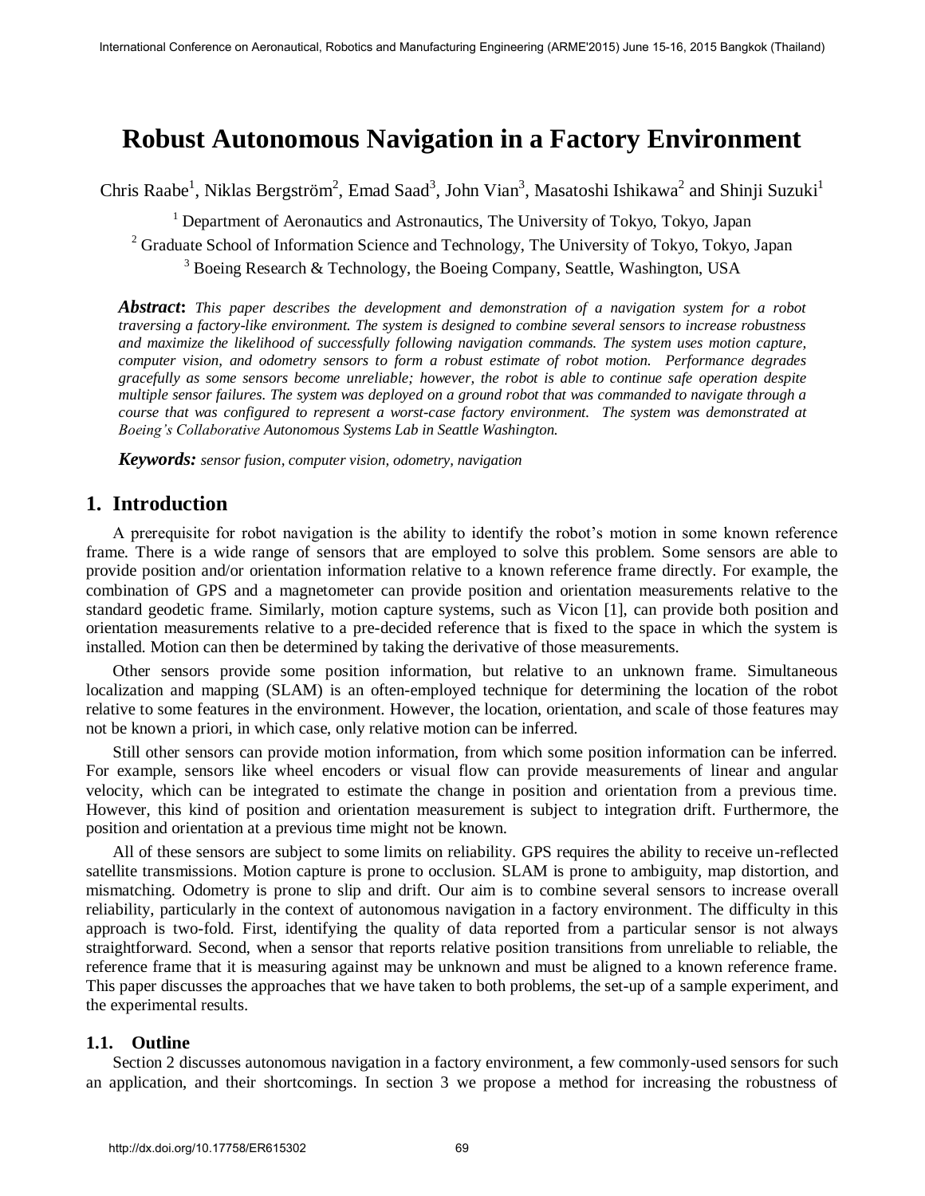# Robust Autonomous Navigation in a Factory Environment

Chris Raabe[1], Niklas Bergström[2], Emad Saad[3], John Vian[3], Masatoshi Ishikawa[2] and Shinji Suzuki[1]

[1] Department of Aeronautics and Astronautics, The University of Tokyo, Tokyo, Japan

[2] Graduate School of Information Science and Technology, The University of Tokyo, Tokyo, Japan

[3] Boeing Research & Technology, the Boeing Company, Seattle, Washington, USA

***Abstract*:** *This paper describes the development and demonstration of a navigation system for a robot traversing a factory-like environment. The system is designed to combine several sensors to increase robustness and maximize the likelihood of successfully following navigation commands. The system uses motion capture, computer vision, and odometry sensors to form a robust estimate of robot motion. Performance degrades gracefully as some sensors become unreliable; however, the robot is able to continue safe operation despite multiple sensor failures. The system was deployed on a ground robot that was commanded to navigate through a course that was configured to represent a worst-case factory environment. The system was demonstrated at Boeing's Collaborative Autonomous Systems Lab in Seattle Washington.*

***Keywords:*** *sensor fusion, computer vision, odometry, navigation*

## 1. Introduction

A prerequisite for robot navigation is the ability to identify the robot's motion in some known reference frame. There is a wide range of sensors that are employed to solve this problem. Some sensors are able to provide position and/or orientation information relative to a known reference frame directly. For example, the combination of GPS and a magnetometer can provide position and orientation measurements relative to the standard geodetic frame. Similarly, motion capture systems, such as Vicon [1], can provide both position and orientation measurements relative to a pre-decided reference that is fixed to the space in which the system is installed. Motion can then be determined by taking the derivative of those measurements.

Other sensors provide some position information, but relative to an unknown frame. Simultaneous localization and mapping (SLAM) is an often-employed technique for determining the location of the robot relative to some features in the environment. However, the location, orientation, and scale of those features may not be known a priori, in which case, only relative motion can be inferred.

Still other sensors can provide motion information, from which some position information can be inferred. For example, sensors like wheel encoders or visual flow can provide measurements of linear and angular velocity, which can be integrated to estimate the change in position and orientation from a previous time. However, this kind of position and orientation measurement is subject to integration drift. Furthermore, the position and orientation at a previous time might not be known.

All of these sensors are subject to some limits on reliability. GPS requires the ability to receive un-reflected satellite transmissions. Motion capture is prone to occlusion. SLAM is prone to ambiguity, map distortion, and mismatching. Odometry is prone to slip and drift. Our aim is to combine several sensors to increase overall reliability, particularly in the context of autonomous navigation in a factory environment. The difficulty in this approach is two-fold. First, identifying the quality of data reported from a particular sensor is not always straightforward. Second, when a sensor that reports relative position transitions from unreliable to reliable, the reference frame that it is measuring against may be unknown and must be aligned to a known reference frame. This paper discusses the approaches that we have taken to both problems, the set-up of a sample experiment, and the experimental results.

### 1.1. Outline

Section 2 discusses autonomous navigation in a factory environment, a few commonly-used sensors for such an application, and their shortcomings. In section 3 we propose a method for increasing the robustness of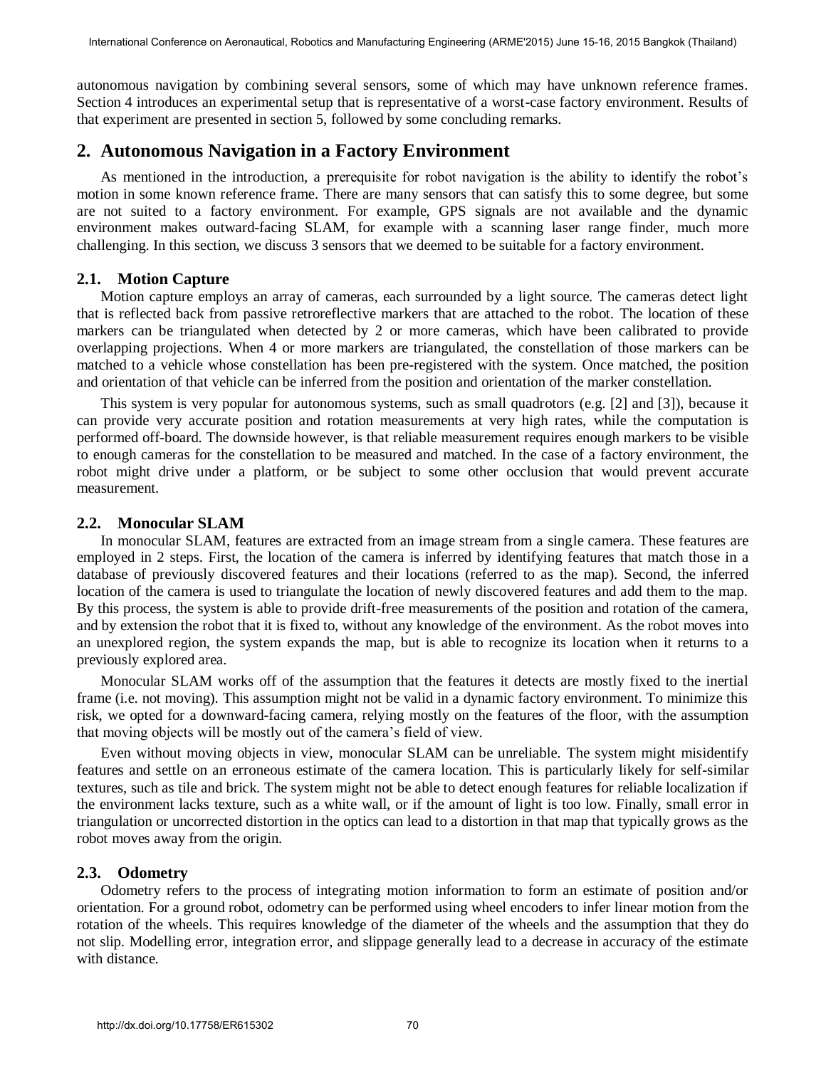autonomous navigation by combining several sensors, some of which may have unknown reference frames. Section 4 introduces an experimental setup that is representative of a worst-case factory environment. Results of that experiment are presented in section 5, followed by some concluding remarks.

## 2. Autonomous Navigation in a Factory Environment

As mentioned in the introduction, a prerequisite for robot navigation is the ability to identify the robot's motion in some known reference frame. There are many sensors that can satisfy this to some degree, but some are not suited to a factory environment. For example, GPS signals are not available and the dynamic environment makes outward-facing SLAM, for example with a scanning laser range finder, much more challenging. In this section, we discuss 3 sensors that we deemed to be suitable for a factory environment.

### 2.1. Motion Capture

Motion capture employs an array of cameras, each surrounded by a light source. The cameras detect light that is reflected back from passive retroreflective markers that are attached to the robot. The location of these markers can be triangulated when detected by 2 or more cameras, which have been calibrated to provide overlapping projections. When 4 or more markers are triangulated, the constellation of those markers can be matched to a vehicle whose constellation has been pre-registered with the system. Once matched, the position and orientation of that vehicle can be inferred from the position and orientation of the marker constellation.

This system is very popular for autonomous systems, such as small quadrotors (e.g. [2] and [3]), because it can provide very accurate position and rotation measurements at very high rates, while the computation is performed off-board. The downside however, is that reliable measurement requires enough markers to be visible to enough cameras for the constellation to be measured and matched. In the case of a factory environment, the robot might drive under a platform, or be subject to some other occlusion that would prevent accurate measurement.

### 2.2. Monocular SLAM

In monocular SLAM, features are extracted from an image stream from a single camera. These features are employed in 2 steps. First, the location of the camera is inferred by identifying features that match those in a database of previously discovered features and their locations (referred to as the map). Second, the inferred location of the camera is used to triangulate the location of newly discovered features and add them to the map. By this process, the system is able to provide drift-free measurements of the position and rotation of the camera, and by extension the robot that it is fixed to, without any knowledge of the environment. As the robot moves into an unexplored region, the system expands the map, but is able to recognize its location when it returns to a previously explored area.

Monocular SLAM works off of the assumption that the features it detects are mostly fixed to the inertial frame (i.e. not moving). This assumption might not be valid in a dynamic factory environment. To minimize this risk, we opted for a downward-facing camera, relying mostly on the features of the floor, with the assumption that moving objects will be mostly out of the camera's field of view.

Even without moving objects in view, monocular SLAM can be unreliable. The system might misidentify features and settle on an erroneous estimate of the camera location. This is particularly likely for self-similar textures, such as tile and brick. The system might not be able to detect enough features for reliable localization if the environment lacks texture, such as a white wall, or if the amount of light is too low. Finally, small error in triangulation or uncorrected distortion in the optics can lead to a distortion in that map that typically grows as the robot moves away from the origin.

### 2.3. Odometry

Odometry refers to the process of integrating motion information to form an estimate of position and/or orientation. For a ground robot, odometry can be performed using wheel encoders to infer linear motion from the rotation of the wheels. This requires knowledge of the diameter of the wheels and the assumption that they do not slip. Modelling error, integration error, and slippage generally lead to a decrease in accuracy of the estimate with distance.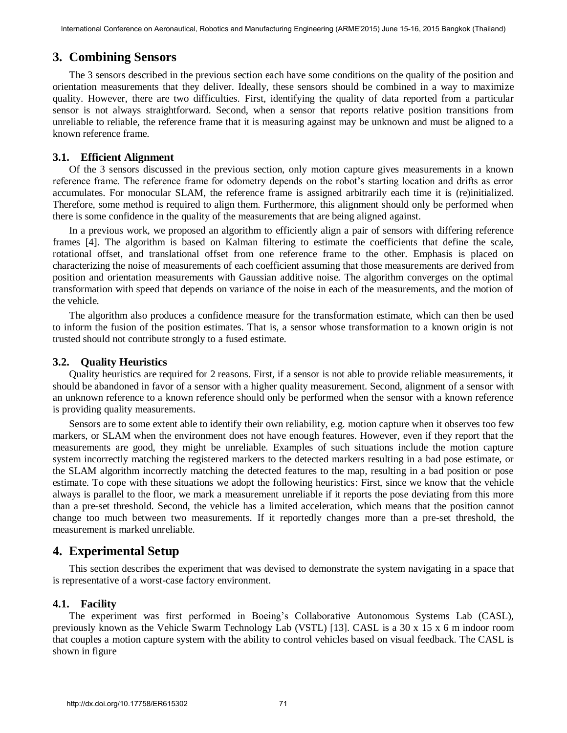## 3. Combining Sensors

The 3 sensors described in the previous section each have some conditions on the quality of the position and orientation measurements that they deliver. Ideally, these sensors should be combined in a way to maximize quality. However, there are two difficulties. First, identifying the quality of data reported from a particular sensor is not always straightforward. Second, when a sensor that reports relative position transitions from unreliable to reliable, the reference frame that it is measuring against may be unknown and must be aligned to a known reference frame.

### 3.1. Efficient Alignment

Of the 3 sensors discussed in the previous section, only motion capture gives measurements in a known reference frame. The reference frame for odometry depends on the robot's starting location and drifts as error accumulates. For monocular SLAM, the reference frame is assigned arbitrarily each time it is (re)initialized. Therefore, some method is required to align them. Furthermore, this alignment should only be performed when there is some confidence in the quality of the measurements that are being aligned against.

In a previous work, we proposed an algorithm to efficiently align a pair of sensors with differing reference frames [4]. The algorithm is based on Kalman filtering to estimate the coefficients that define the scale, rotational offset, and translational offset from one reference frame to the other. Emphasis is placed on characterizing the noise of measurements of each coefficient assuming that those measurements are derived from position and orientation measurements with Gaussian additive noise. The algorithm converges on the optimal transformation with speed that depends on variance of the noise in each of the measurements, and the motion of the vehicle.

The algorithm also produces a confidence measure for the transformation estimate, which can then be used to inform the fusion of the position estimates. That is, a sensor whose transformation to a known origin is not trusted should not contribute strongly to a fused estimate.

### 3.2. Quality Heuristics

Quality heuristics are required for 2 reasons. First, if a sensor is not able to provide reliable measurements, it should be abandoned in favor of a sensor with a higher quality measurement. Second, alignment of a sensor with an unknown reference to a known reference should only be performed when the sensor with a known reference is providing quality measurements.

Sensors are to some extent able to identify their own reliability, e.g. motion capture when it observes too few markers, or SLAM when the environment does not have enough features. However, even if they report that the measurements are good, they might be unreliable. Examples of such situations include the motion capture system incorrectly matching the registered markers to the detected markers resulting in a bad pose estimate, or the SLAM algorithm incorrectly matching the detected features to the map, resulting in a bad position or pose estimate. To cope with these situations we adopt the following heuristics: First, since we know that the vehicle always is parallel to the floor, we mark a measurement unreliable if it reports the pose deviating from this more than a pre-set threshold. Second, the vehicle has a limited acceleration, which means that the position cannot change too much between two measurements. If it reportedly changes more than a pre-set threshold, the measurement is marked unreliable.

## 4. Experimental Setup

This section describes the experiment that was devised to demonstrate the system navigating in a space that is representative of a worst-case factory environment.

### 4.1. Facility

The experiment was first performed in Boeing's Collaborative Autonomous Systems Lab (CASL), previously known as the Vehicle Swarm Technology Lab (VSTL) [13]. CASL is a 30 x 15 x 6 m indoor room that couples a motion capture system with the ability to control vehicles based on visual feedback. The CASL is shown in figure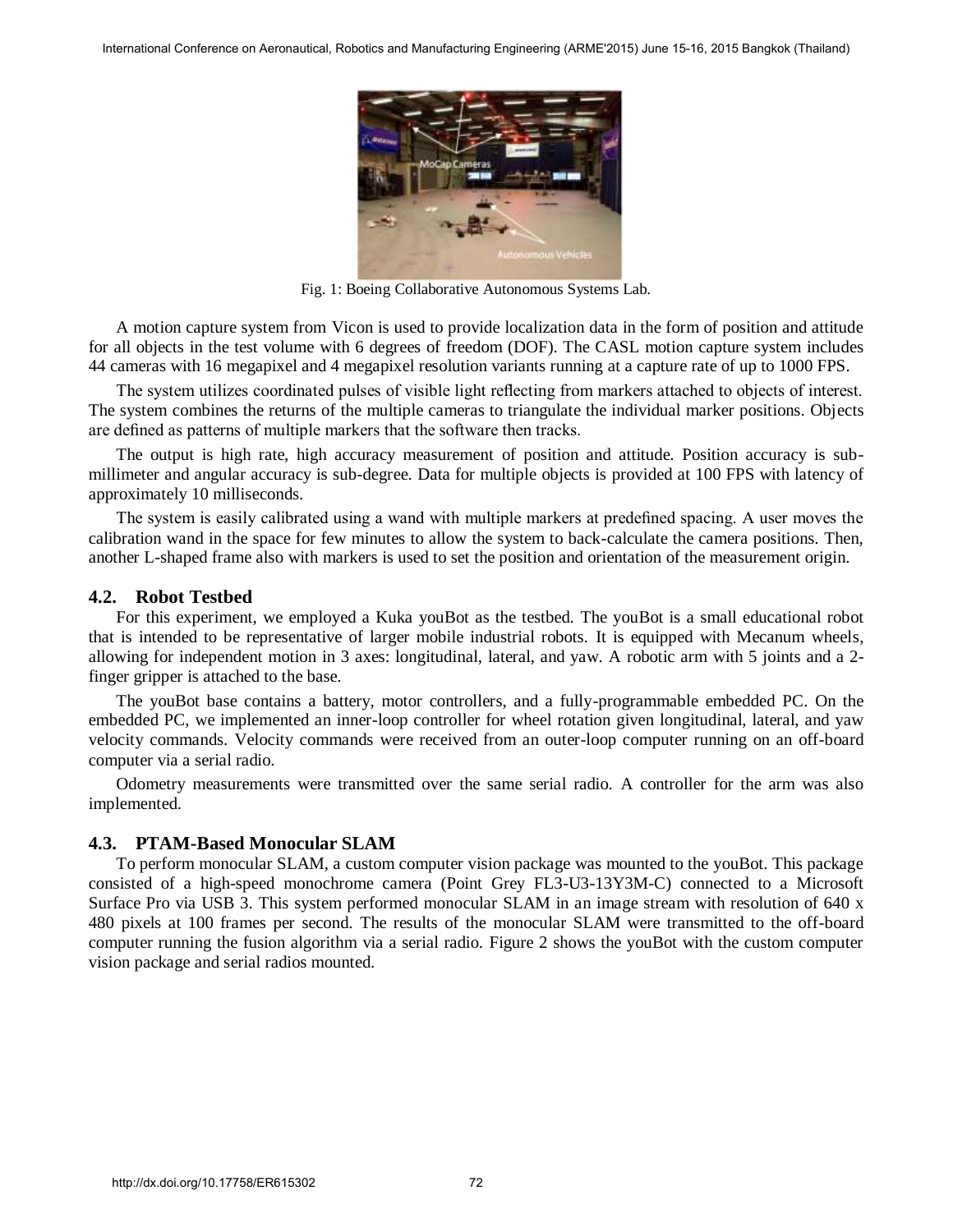Fig. 1: Boeing Collaborative Autonomous Systems Lab.

A motion capture system from Vicon is used to provide localization data in the form of position and attitude for all objects in the test volume with 6 degrees of freedom (DOF). The CASL motion capture system includes 44 cameras with 16 megapixel and 4 megapixel resolution variants running at a capture rate of up to 1000 FPS.

The system utilizes coordinated pulses of visible light reflecting from markers attached to objects of interest. The system combines the returns of the multiple cameras to triangulate the individual marker positions. Objects are defined as patterns of multiple markers that the software then tracks.

The output is high rate, high accuracy measurement of position and attitude. Position accuracy is sub-millimeter and angular accuracy is sub-degree. Data for multiple objects is provided at 100 FPS with latency of approximately 10 milliseconds.

The system is easily calibrated using a wand with multiple markers at predefined spacing. A user moves the calibration wand in the space for few minutes to allow the system to back-calculate the camera positions. Then, another L-shaped frame also with markers is used to set the position and orientation of the measurement origin.

### 4.2. Robot Testbed

For this experiment, we employed a Kuka youBot as the testbed. The youBot is a small educational robot that is intended to be representative of larger mobile industrial robots. It is equipped with Mecanum wheels, allowing for independent motion in 3 axes: longitudinal, lateral, and yaw. A robotic arm with 5 joints and a 2-finger gripper is attached to the base.

The youBot base contains a battery, motor controllers, and a fully-programmable embedded PC. On the embedded PC, we implemented an inner-loop controller for wheel rotation given longitudinal, lateral, and yaw velocity commands. Velocity commands were received from an outer-loop computer running on an off-board computer via a serial radio.

Odometry measurements were transmitted over the same serial radio. A controller for the arm was also implemented.

### 4.3. PTAM-Based Monocular SLAM

To perform monocular SLAM, a custom computer vision package was mounted to the youBot. This package consisted of a high-speed monochrome camera (Point Grey FL3-U3-13Y3M-C) connected to a Microsoft Surface Pro via USB 3. This system performed monocular SLAM in an image stream with resolution of 640 x 480 pixels at 100 frames per second. The results of the monocular SLAM were transmitted to the off-board computer running the fusion algorithm via a serial radio. Figure 2 shows the youBot with the custom computer vision package and serial radios mounted.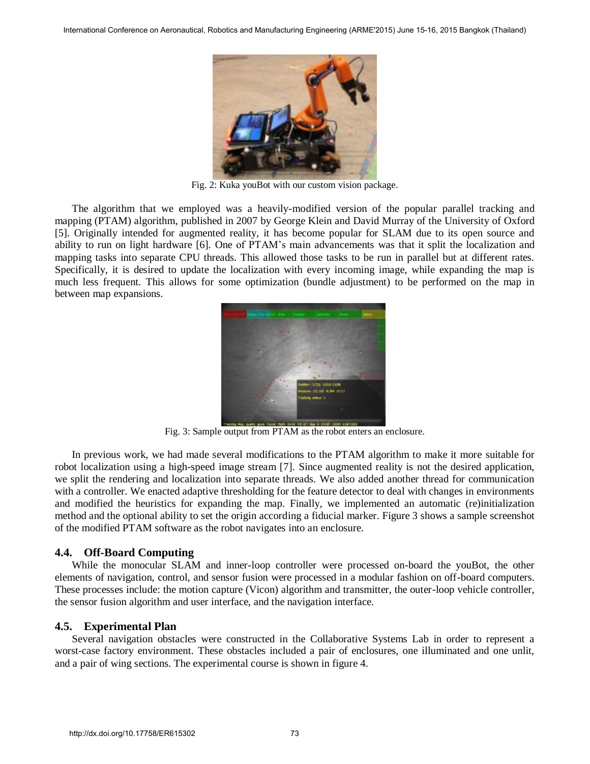Fig. 2: Kuka youBot with our custom vision package.

The algorithm that we employed was a heavily-modified version of the popular parallel tracking and mapping (PTAM) algorithm, published in 2007 by George Klein and David Murray of the University of Oxford [5]. Originally intended for augmented reality, it has become popular for SLAM due to its open source and ability to run on light hardware [6]. One of PTAM's main advancements was that it split the localization and mapping tasks into separate CPU threads. This allowed those tasks to be run in parallel but at different rates. Specifically, it is desired to update the localization with every incoming image, while expanding the map is much less frequent. This allows for some optimization (bundle adjustment) to be performed on the map in between map expansions.

Fig. 3: Sample output from PTAM as the robot enters an enclosure.

In previous work, we had made several modifications to the PTAM algorithm to make it more suitable for robot localization using a high-speed image stream [7]. Since augmented reality is not the desired application, we split the rendering and localization into separate threads. We also added another thread for communication with a controller. We enacted adaptive thresholding for the feature detector to deal with changes in environments and modified the heuristics for expanding the map. Finally, we implemented an automatic (re)initialization method and the optional ability to set the origin according a fiducial marker. Figure 3 shows a sample screenshot of the modified PTAM software as the robot navigates into an enclosure.

### 4.4. Off-Board Computing

While the monocular SLAM and inner-loop controller were processed on-board the youBot, the other elements of navigation, control, and sensor fusion were processed in a modular fashion on off-board computers. These processes include: the motion capture (Vicon) algorithm and transmitter, the outer-loop vehicle controller, the sensor fusion algorithm and user interface, and the navigation interface.

### 4.5. Experimental Plan

Several navigation obstacles were constructed in the Collaborative Systems Lab in order to represent a worst-case factory environment. These obstacles included a pair of enclosures, one illuminated and one unlit, and a pair of wing sections. The experimental course is shown in figure 4.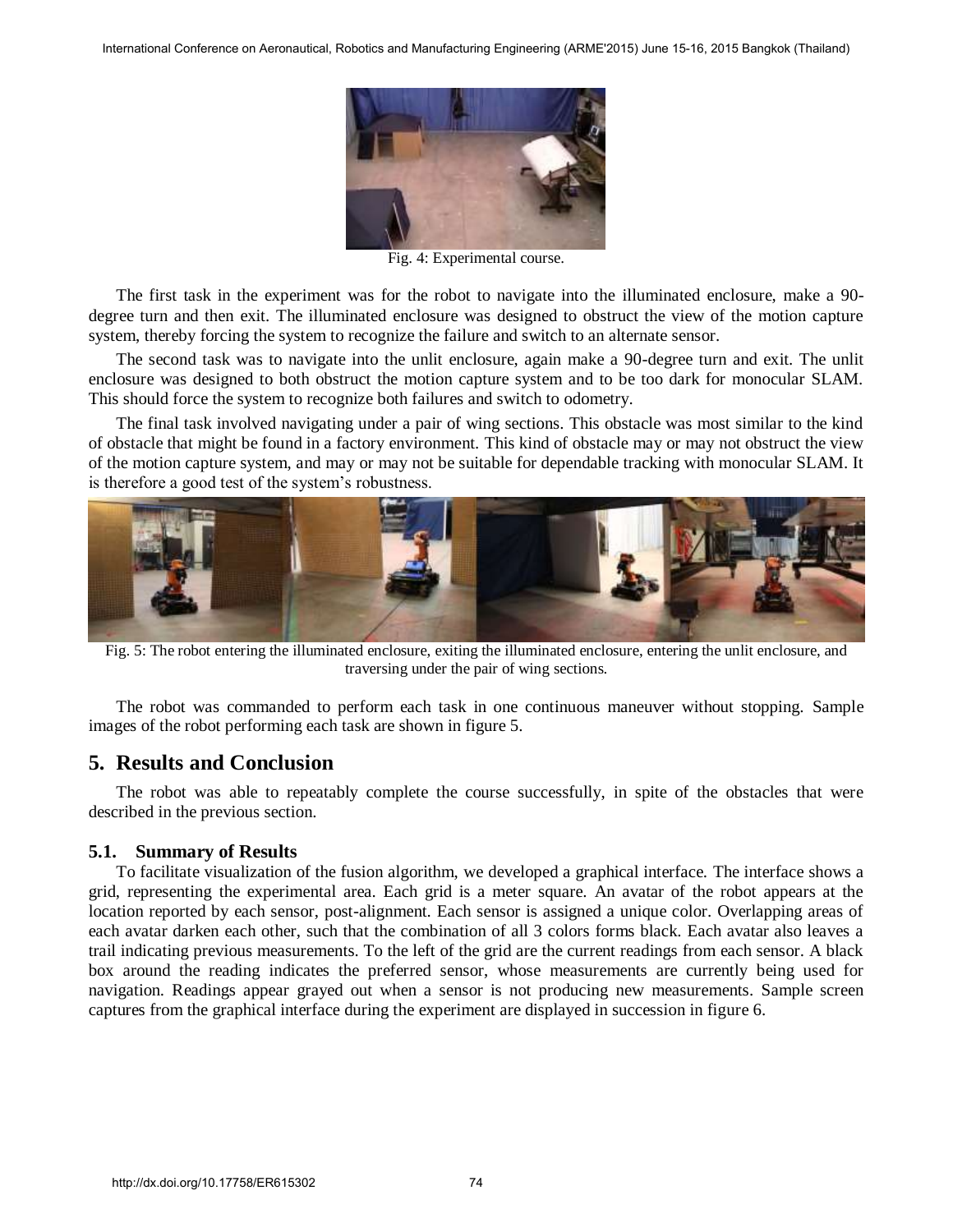Fig. 4: Experimental course.

The first task in the experiment was for the robot to navigate into the illuminated enclosure, make a 90-degree turn and then exit. The illuminated enclosure was designed to obstruct the view of the motion capture system, thereby forcing the system to recognize the failure and switch to an alternate sensor.

The second task was to navigate into the unlit enclosure, again make a 90-degree turn and exit. The unlit enclosure was designed to both obstruct the motion capture system and to be too dark for monocular SLAM. This should force the system to recognize both failures and switch to odometry.

The final task involved navigating under a pair of wing sections. This obstacle was most similar to the kind of obstacle that might be found in a factory environment. This kind of obstacle may or may not obstruct the view of the motion capture system, and may or may not be suitable for dependable tracking with monocular SLAM. It is therefore a good test of the system's robustness.

Fig. 5: The robot entering the illuminated enclosure, exiting the illuminated enclosure, entering the unlit enclosure, and traversing under the pair of wing sections.

The robot was commanded to perform each task in one continuous maneuver without stopping. Sample images of the robot performing each task are shown in figure 5.

## 5. Results and Conclusion

The robot was able to repeatably complete the course successfully, in spite of the obstacles that were described in the previous section.

### 5.1. Summary of Results

To facilitate visualization of the fusion algorithm, we developed a graphical interface. The interface shows a grid, representing the experimental area. Each grid is a meter square. An avatar of the robot appears at the location reported by each sensor, post-alignment. Each sensor is assigned a unique color. Overlapping areas of each avatar darken each other, such that the combination of all 3 colors forms black. Each avatar also leaves a trail indicating previous measurements. To the left of the grid are the current readings from each sensor. A black box around the reading indicates the preferred sensor, whose measurements are currently being used for navigation. Readings appear grayed out when a sensor is not producing new measurements. Sample screen captures from the graphical interface during the experiment are displayed in succession in figure 6.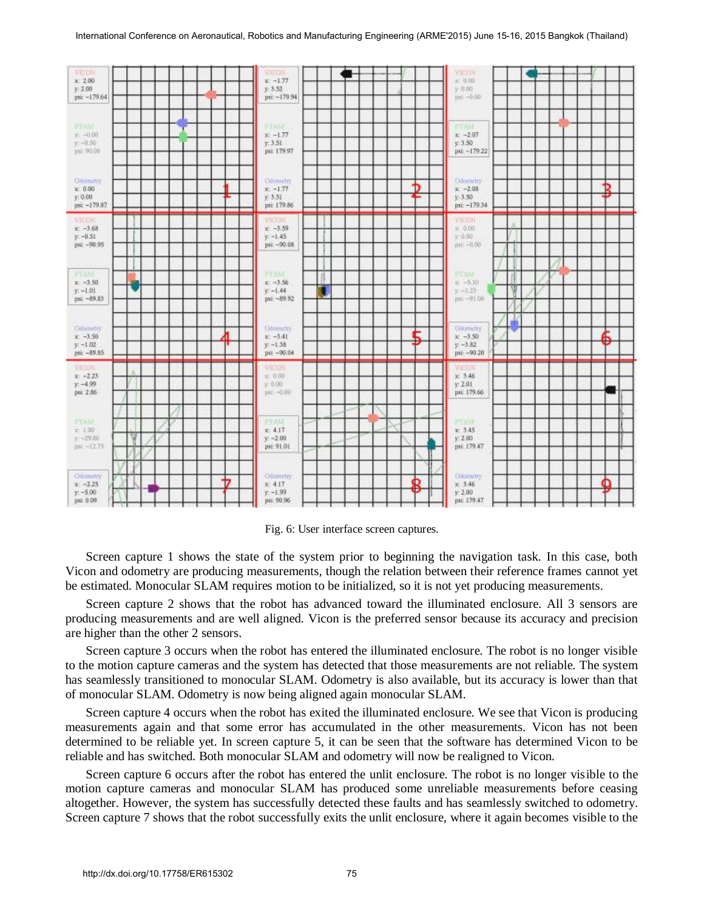Fig. 6: User interface screen captures.

Screen capture 1 shows the state of the system prior to beginning the navigation task. In this case, both Vicon and odometry are producing measurements, though the relation between their reference frames cannot yet be estimated. Monocular SLAM requires motion to be initialized, so it is not yet producing measurements.

Screen capture 2 shows that the robot has advanced toward the illuminated enclosure. All 3 sensors are producing measurements and are well aligned. Vicon is the preferred sensor because its accuracy and precision are higher than the other 2 sensors.

Screen capture 3 occurs when the robot has entered the illuminated enclosure. The robot is no longer visible to the motion capture cameras and the system has detected that those measurements are not reliable. The system has seamlessly transitioned to monocular SLAM. Odometry is also available, but its accuracy is lower than that of monocular SLAM. Odometry is now being aligned again monocular SLAM.

Screen capture 4 occurs when the robot has exited the illuminated enclosure. We see that Vicon is producing measurements again and that some error has accumulated in the other measurements. Vicon has not been determined to be reliable yet. In screen capture 5, it can be seen that the software has determined Vicon to be reliable and has switched. Both monocular SLAM and odometry will now be realigned to Vicon.

Screen capture 6 occurs after the robot has entered the unlit enclosure. The robot is no longer visible to the motion capture cameras and monocular SLAM has produced some unreliable measurements before ceasing altogether. However, the system has successfully detected these faults and has seamlessly switched to odometry. Screen capture 7 shows that the robot successfully exits the unlit enclosure, where it again becomes visible to the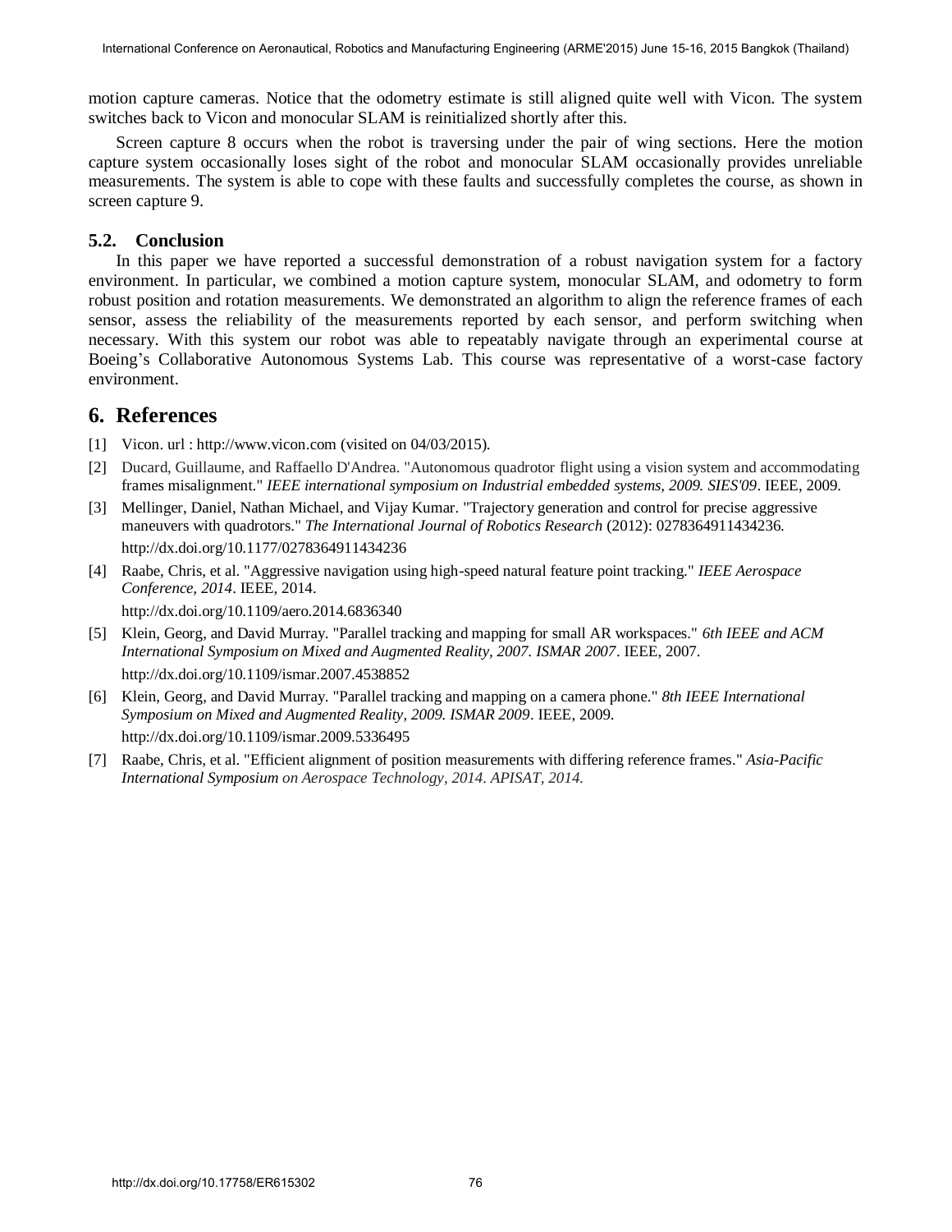motion capture cameras. Notice that the odometry estimate is still aligned quite well with Vicon. The system switches back to Vicon and monocular SLAM is reinitialized shortly after this.

Screen capture 8 occurs when the robot is traversing under the pair of wing sections. Here the motion capture system occasionally loses sight of the robot and monocular SLAM occasionally provides unreliable measurements. The system is able to cope with these faults and successfully completes the course, as shown in screen capture 9.

### 5.2. Conclusion

In this paper we have reported a successful demonstration of a robust navigation system for a factory environment. In particular, we combined a motion capture system, monocular SLAM, and odometry to form robust position and rotation measurements. We demonstrated an algorithm to align the reference frames of each sensor, assess the reliability of the measurements reported by each sensor, and perform switching when necessary. With this system our robot was able to repeatably navigate through an experimental course at Boeing's Collaborative Autonomous Systems Lab. This course was representative of a worst-case factory environment.

## 6. References

[1] Vicon. url : http://www.vicon.com (visited on 04/03/2015).

[2] Ducard, Guillaume, and Raffaello D'Andrea. "Autonomous quadrotor flight using a vision system and accommodating frames misalignment." *IEEE international symposium on Industrial embedded systems, 2009. SIES'09*. IEEE, 2009.

[3] Mellinger, Daniel, Nathan Michael, and Vijay Kumar. "Trajectory generation and control for precise aggressive maneuvers with quadrotors." *The International Journal of Robotics Research* (2012): 0278364911434236. http://dx.doi.org/10.1177/0278364911434236

[4] Raabe, Chris, et al. "Aggressive navigation using high-speed natural feature point tracking." *IEEE Aerospace Conference, 2014*. IEEE, 2014. http://dx.doi.org/10.1109/aero.2014.6836340

[5] Klein, Georg, and David Murray. "Parallel tracking and mapping for small AR workspaces." *6th IEEE and ACM International Symposium on Mixed and Augmented Reality, 2007. ISMAR 2007*. IEEE, 2007. http://dx.doi.org/10.1109/ismar.2007.4538852

[6] Klein, Georg, and David Murray. "Parallel tracking and mapping on a camera phone." *8th IEEE International Symposium on Mixed and Augmented Reality, 2009. ISMAR 2009*. IEEE, 2009. http://dx.doi.org/10.1109/ismar.2009.5336495

[7] Raabe, Chris, et al. "Efficient alignment of position measurements with differing reference frames." *Asia-Pacific International Symposium on Aerospace Technology, 2014. APISAT, 2014.*